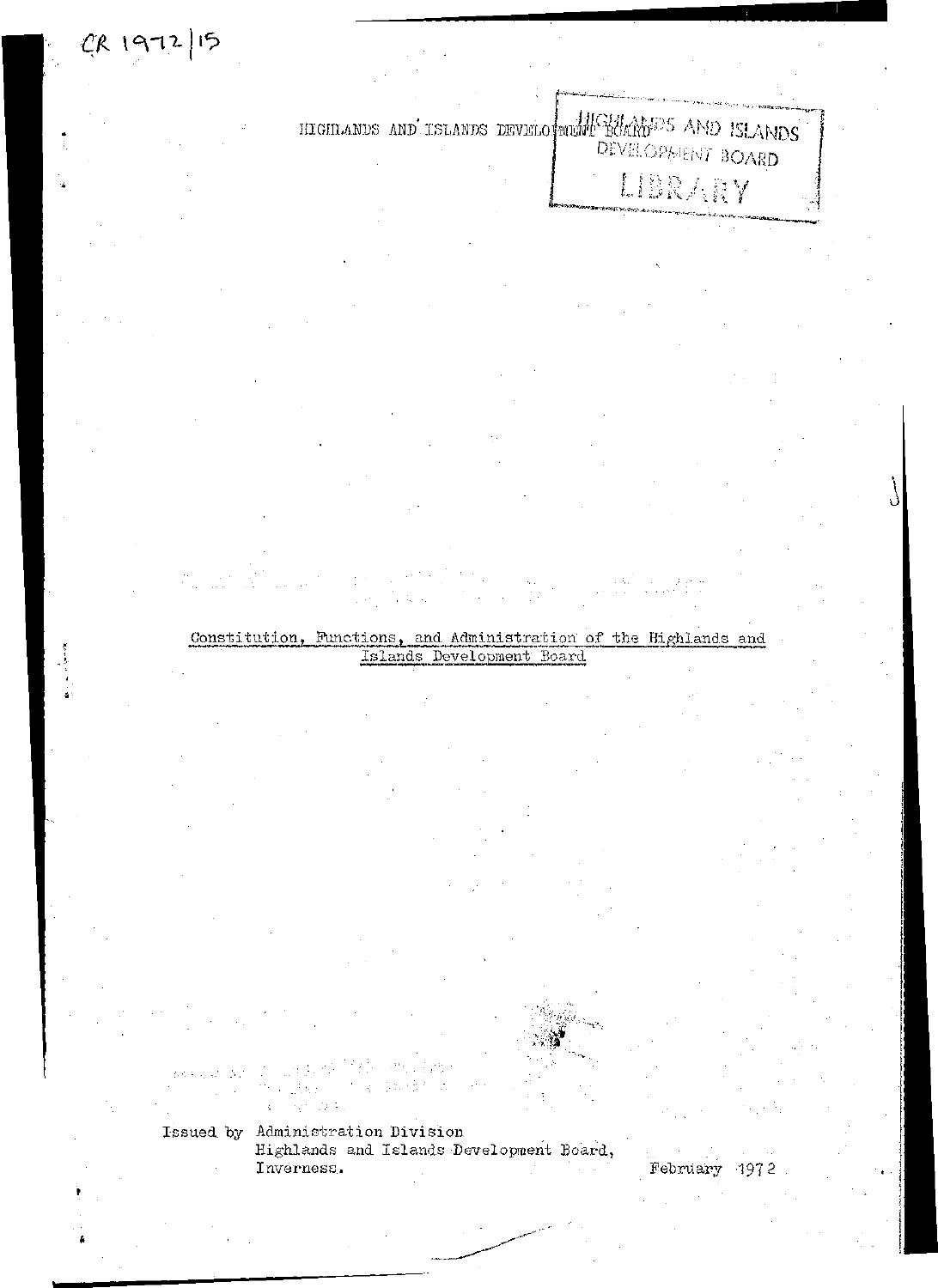CR 1972/15

HIGHLANDS AND ISLANDS DEVELOPMENT BOARD

HIGHLANDS AND ISLANDS DEVELOPMENT BOARD LIBRARY

# Constitution, Functions, and Administration of the Highlands and Islands Development Board

Issued by Administration Division
Highlands and Islands Development Board,
Inverness.

February 1972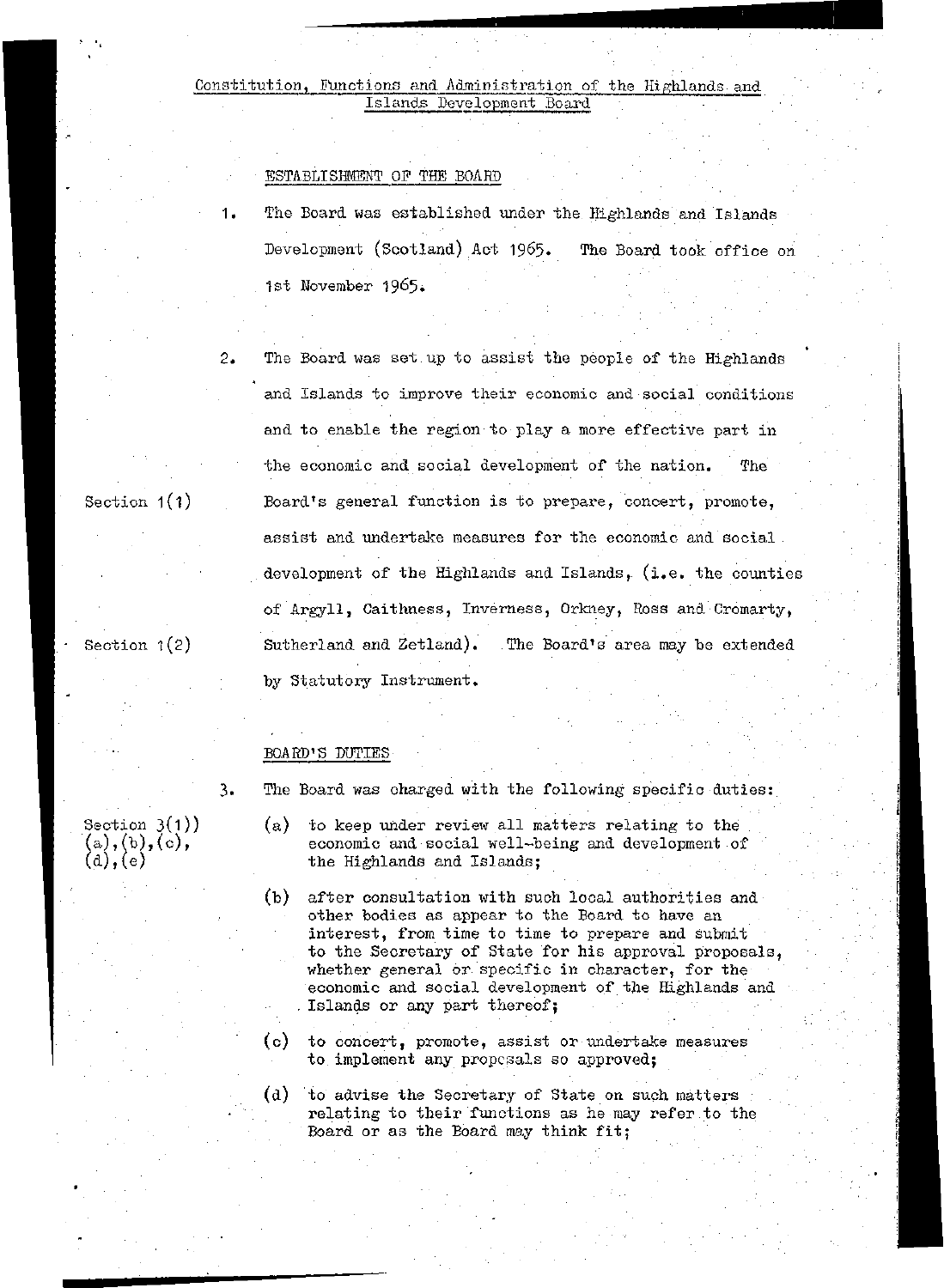# Constitution, Functions and Administration of the Highlands and Islands Development Board

## ESTABLISHMENT OF THE BOARD

1. The Board was established under the Highlands and Islands Development (Scotland) Act 1965. The Board took office on 1st November 1965.

2. The Board was set up to assist the people of the Highlands and Islands to improve their economic and social conditions and to enable the region to play a more effective part in the economic and social development of the nation. The Board's general function is to prepare, concert, promote, assist and undertake measures for the economic and social development of the Highlands and Islands, (i.e. the counties of Argyll, Caithness, Inverness, Orkney, Ross and Cromarty, Sutherland and Zetland). The Board's area may be extended by Statutory Instrument.

   *Section 1(1)*
   *Section 1(2)*

## BOARD'S DUTIES

3. The Board was charged with the following specific duties:

   *Section 3(1)) (a),(b),(c), (d),(e)*

   (a) to keep under review all matters relating to the economic and social well-being and development of the Highlands and Islands;

   (b) after consultation with such local authorities and other bodies as appear to the Board to have an interest, from time to time to prepare and submit to the Secretary of State for his approval proposals, whether general or specific in character, for the economic and social development of the Highlands and Islands or any part thereof;

   (c) to concert, promote, assist or undertake measures to implement any proposals so approved;

   (d) to advise the Secretary of State on such matters relating to their functions as he may refer to the Board or as the Board may think fit;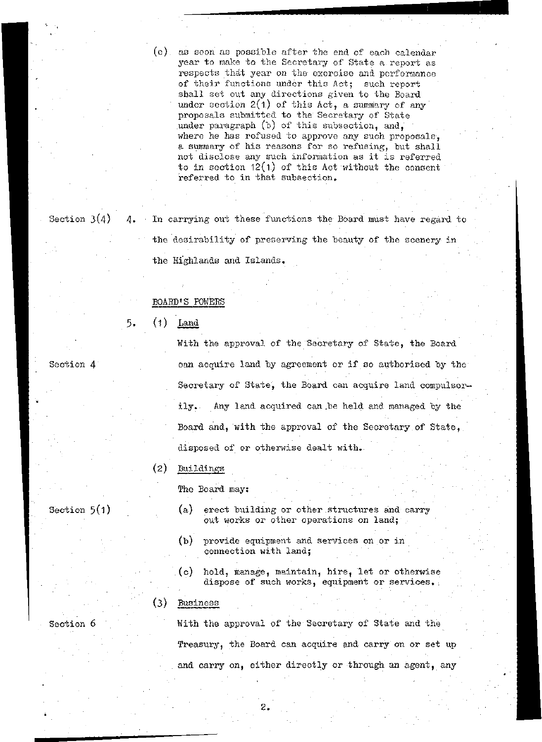(c) as soon as possible after the end of each calendar year to make to the Secretary of State a report as respects that year on the exercise and performance of their functions under this Act; such report shall set out any directions given to the Board under section 2(1) of this Act, a summary of any proposals submitted to the Secretary of State under paragraph (b) of this subsection, and, where he has refused to approve any such proposals, a summary of his reasons for so refusing, but shall not disclose any such information as it is referred to in section 12(1) of this Act without the consent referred to in that subsection.

Section 3(4)

4. In carrying out these functions the Board must have regard to the desirability of preserving the beauty of the scenery in the Highlands and Islands.

BOARD'S POWERS

5. (1) Land

Section 4

With the approval of the Secretary of State, the Board can acquire land by agreement or if so authorised by the Secretary of State, the Board can acquire land compulsorily. Any land acquired can be held and managed by the Board and, with the approval of the Secretary of State, disposed of or otherwise dealt with.

(2) Buildings

The Board may:

Section 5(1)

(a) erect building or other structures and carry out works or other operations on land;

(b) provide equipment and services on or in connection with land;

(c) hold, manage, maintain, hire, let or otherwise dispose of such works, equipment or services.

(3) Business

Section 6

With the approval of the Secretary of State and the Treasury, the Board can acquire and carry on or set up and carry on, either directly or through an agent, any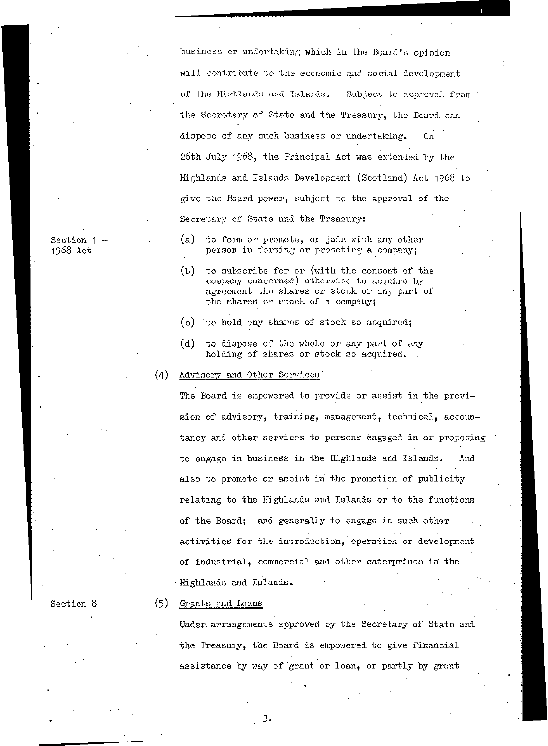business or undertaking which in the Board's opinion will contribute to the economic and social development of the Highlands and Islands. Subject to approval from the Secretary of State and the Treasury, the Board can dispose of any such business or undertaking. On 26th July 1968, the Principal Act was extended by the Highlands and Islands Development (Scotland) Act 1968 to give the Board power, subject to the approval of the Secretary of State and the Treasury:

Section 1 – 1968 Act

(a) to form or promote, or join with any other person in forming or promoting a company;

(b) to subscribe for or (with the consent of the company concerned) otherwise to acquire by agreement the shares or stock or any part of the shares or stock of a company;

(c) to hold any shares of stock so acquired;

(d) to dispose of the whole or any part of any holding of shares or stock so acquired.

(4) Advisory and Other Services

The Board is empowered to provide or assist in the provision of advisory, training, management, technical, accountancy and other services to persons engaged in or proposing to engage in business in the Highlands and Islands. And also to promote or assist in the promotion of publicity relating to the Highlands and Islands or to the functions of the Board; and generally to engage in such other activities for the introduction, operation or development of industrial, commercial and other enterprises in the Highlands and Islands.

Section 8

(5) Grants and Loans

Under arrangements approved by the Secretary of State and the Treasury, the Board is empowered to give financial assistance by way of grant or loan, or partly by grant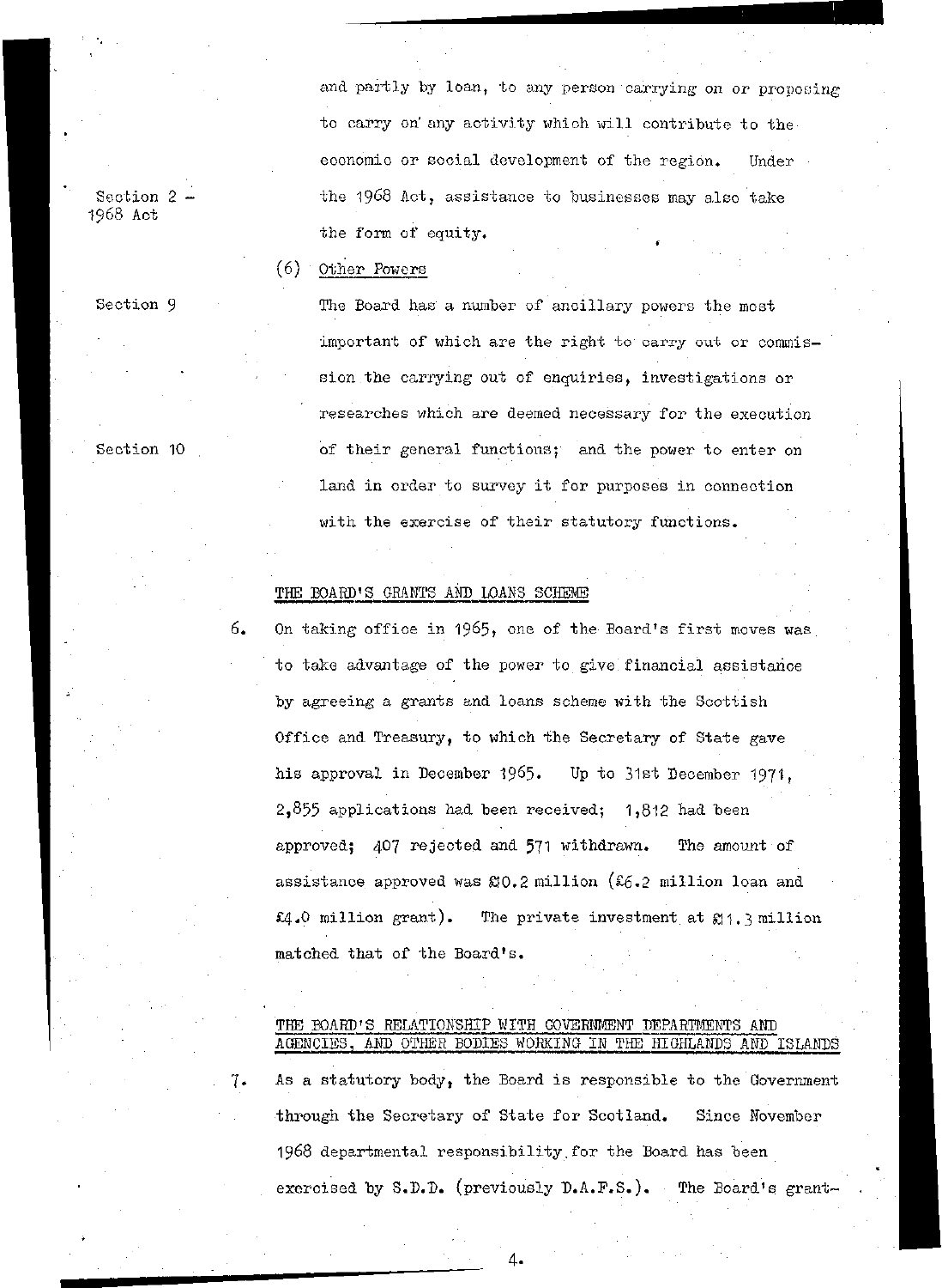and partly by loan, to any person carrying on or proposing to carry on any activity which will contribute to the economic or social development of the region. Under the 1968 Act, assistance to businesses may also take the form of equity.

Section 2 – 1968 Act

(6) Other Powers

Section 9

The Board has a number of ancillary powers the most important of which are the right to carry out or commission the carrying out of enquiries, investigations or researches which are deemed necessary for the execution of their general functions; and the power to enter on land in order to survey it for purposes in connection with the exercise of their statutory functions.

Section 10

THE BOARD'S GRANTS AND LOANS SCHEME

6. On taking office in 1965, one of the Board's first moves was to take advantage of the power to give financial assistance by agreeing a grants and loans scheme with the Scottish Office and Treasury, to which the Secretary of State gave his approval in December 1965. Up to 31st December 1971, 2,855 applications had been received; 1,812 had been approved; 407 rejected and 571 withdrawn. The amount of assistance approved was £10.2 million (£6.2 million loan and £4.0 million grant). The private investment at £11.3 million matched that of the Board's.

THE BOARD'S RELATIONSHIP WITH GOVERNMENT DEPARTMENTS AND AGENCIES, AND OTHER BODIES WORKING IN THE HIGHLANDS AND ISLANDS

7. As a statutory body, the Board is responsible to the Government through the Secretary of State for Scotland. Since November 1968 departmental responsibility for the Board has been exercised by S.D.D. (previously D.A.F.S.). The Board's grant-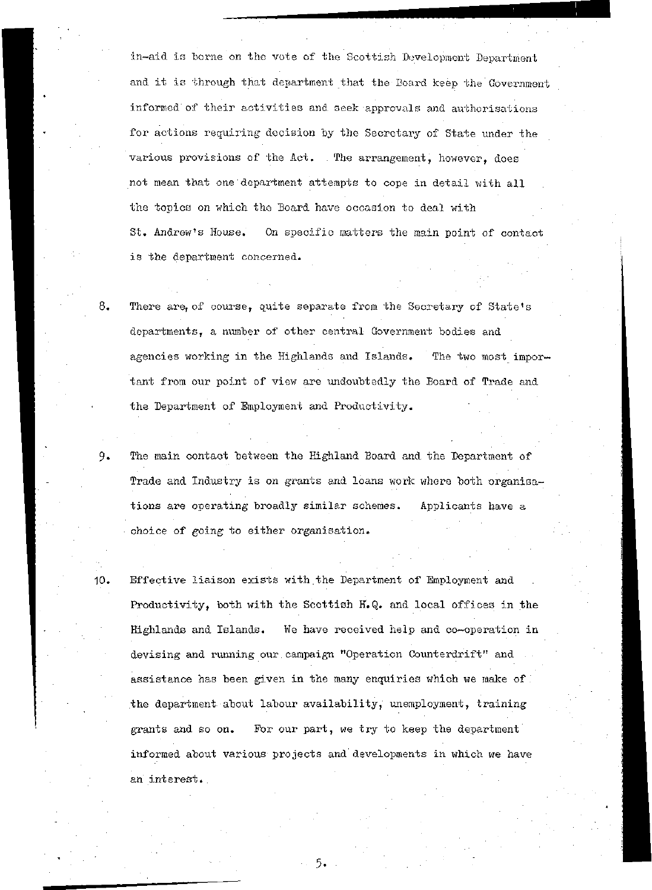in-aid is borne on the vote of the Scottish Development Department and it is through that department that the Board keep the Government informed of their activities and seek approvals and authorisations for actions requiring decision by the Secretary of State under the various provisions of the Act. The arrangement, however, does not mean that one department attempts to cope in detail with all the topics on which the Board have occasion to deal with St. Andrew's House. On specific matters the main point of contact is the department concerned.

8. There are, of course, quite separate from the Secretary of State's departments, a number of other central Government bodies and agencies working in the Highlands and Islands. The two most important from our point of view are undoubtedly the Board of Trade and the Department of Employment and Productivity.

9. The main contact between the Highland Board and the Department of Trade and Industry is on grants and loans work where both organisations are operating broadly similar schemes. Applicants have a choice of going to either organisation.

10. Effective liaison exists with the Department of Employment and Productivity, both with the Scottish H.Q. and local offices in the Highlands and Islands. We have received help and co-operation in devising and running our campaign "Operation Counterdrift" and assistance has been given in the many enquiries which we make of the department about labour availability, unemployment, training grants and so on. For our part, we try to keep the department informed about various projects and developments in which we have an interest.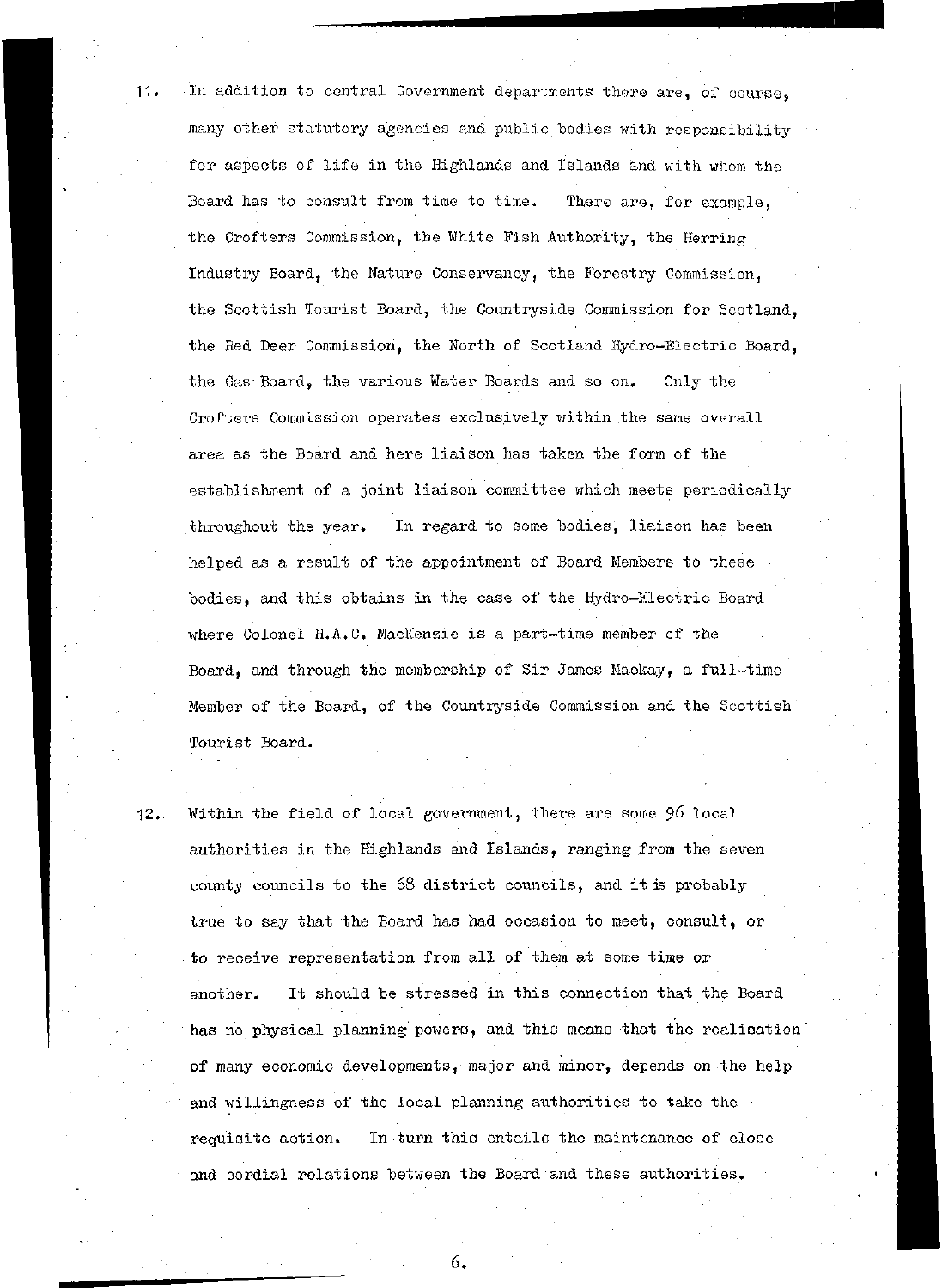11. In addition to central Government departments there are, of course, many other statutory agencies and public bodies with responsibility for aspects of life in the Highlands and Islands and with whom the Board has to consult from time to time. There are, for example, the Crofters Commission, the White Fish Authority, the Herring Industry Board, the Nature Conservancy, the Forestry Commission, the Scottish Tourist Board, the Countryside Commission for Scotland, the Red Deer Commission, the North of Scotland Hydro-Electric Board, the Gas Board, the various Water Boards and so on. Only the Crofters Commission operates exclusively within the same overall area as the Board and here liaison has taken the form of the establishment of a joint liaison committee which meets periodically throughout the year. In regard to some bodies, liaison has been helped as a result of the appointment of Board Members to these bodies, and this obtains in the case of the Hydro-Electric Board where Colonel H.A.C. MacKenzie is a part-time member of the Board, and through the membership of Sir James Mackay, a full-time Member of the Board, of the Countryside Commission and the Scottish Tourist Board.

12. Within the field of local government, there are some 96 local authorities in the Highlands and Islands, ranging from the seven county councils to the 68 district councils, and it is probably true to say that the Board has had occasion to meet, consult, or to receive representation from all of them at some time or another. It should be stressed in this connection that the Board has no physical planning powers, and this means that the realisation of many economic developments, major and minor, depends on the help and willingness of the local planning authorities to take the requisite action. In turn this entails the maintenance of close and cordial relations between the Board and these authorities.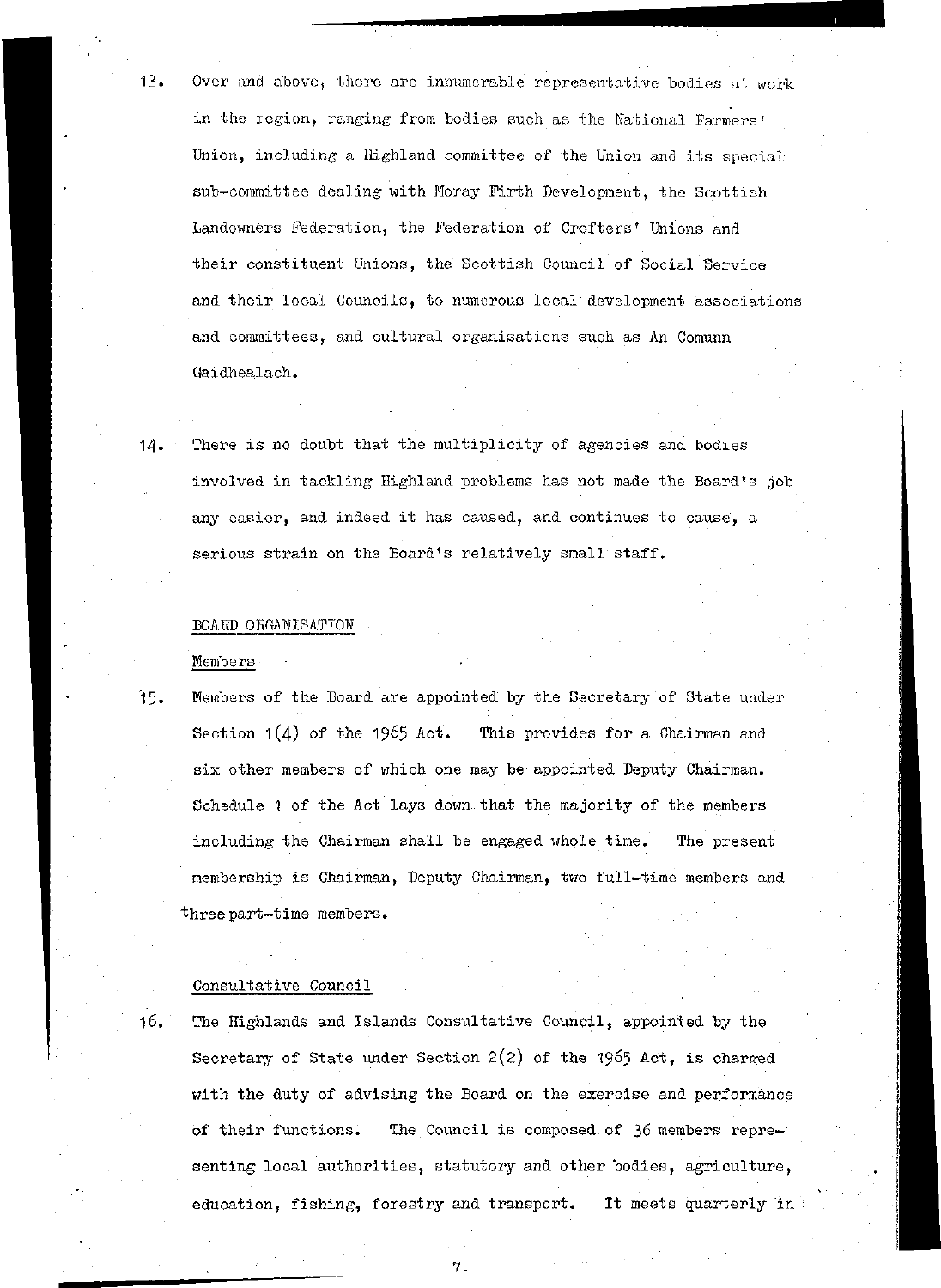13. Over and above, there are innumerable representative bodies at work in the region, ranging from bodies such as the National Farmers' Union, including a Highland committee of the Union and its special sub-committee dealing with Moray Firth Development, the Scottish Landowners Federation, the Federation of Crofters' Unions and their constituent Unions, the Scottish Council of Social Service and their local Councils, to numerous local development associations and committees, and cultural organisations such as An Comunn Gaidhealach.

14. There is no doubt that the multiplicity of agencies and bodies involved in tackling Highland problems has not made the Board's job any easier, and indeed it has caused, and continues to cause, a serious strain on the Board's relatively small staff.

## BOARD ORGANISATION

### Members

15. Members of the Board are appointed by the Secretary of State under Section 1(4) of the 1965 Act. This provides for a Chairman and six other members of which one may be appointed Deputy Chairman. Schedule 1 of the Act lays down that the majority of the members including the Chairman shall be engaged whole time. The present membership is Chairman, Deputy Chairman, two full-time members and three part-time members.

### Consultative Council

16. The Highlands and Islands Consultative Council, appointed by the Secretary of State under Section 2(2) of the 1965 Act, is charged with the duty of advising the Board on the exercise and performance of their functions. The Council is composed of 36 members representing local authorities, statutory and other bodies, agriculture, education, fishing, forestry and transport. It meets quarterly in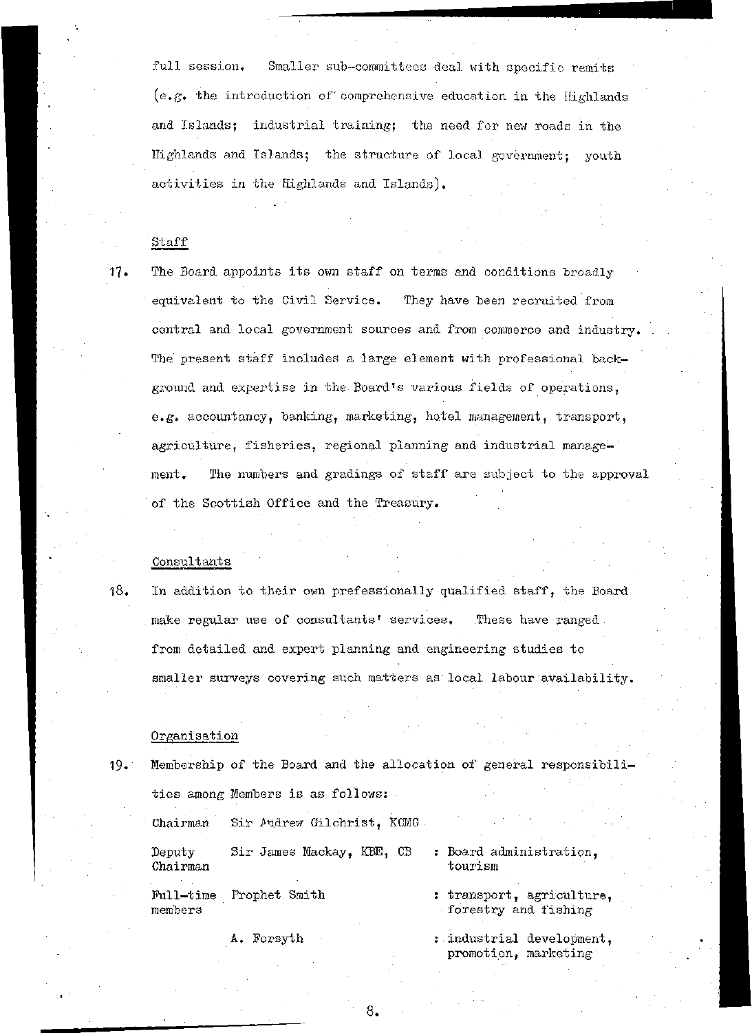full session. Smaller sub-committees deal with specific remits (e.g. the introduction of comprehensive education in the Highlands and Islands; industrial training; the need for new roads in the Highlands and Islands; the structure of local government; youth activities in the Highlands and Islands).

Staff

17. The Board appoints its own staff on terms and conditions broadly equivalent to the Civil Service. They have been recruited from central and local government sources and from commerce and industry. The present staff includes a large element with professional background and expertise in the Board's various fields of operations, e.g. accountancy, banking, marketing, hotel management, transport, agriculture, fisheries, regional planning and industrial management. The numbers and gradings of staff are subject to the approval of the Scottish Office and the Treasury.

Consultants

18. In addition to their own professionally qualified staff, the Board make regular use of consultants' services. These have ranged from detailed and expert planning and engineering studies to smaller surveys covering such matters as local labour availability.

Organisation

19. Membership of the Board and the allocation of general responsibilities among Members is as follows:

| | | |
|---|---|---|
| Chairman | Sir Andrew Gilchrist, KCMG | |
| Deputy Chairman | Sir James Mackay, KBE, CB | : Board administration, tourism |
| Full-time members | Prophet Smith | : transport, agriculture, forestry and fishing |
| | A. Forsyth | : industrial development, promotion, marketing |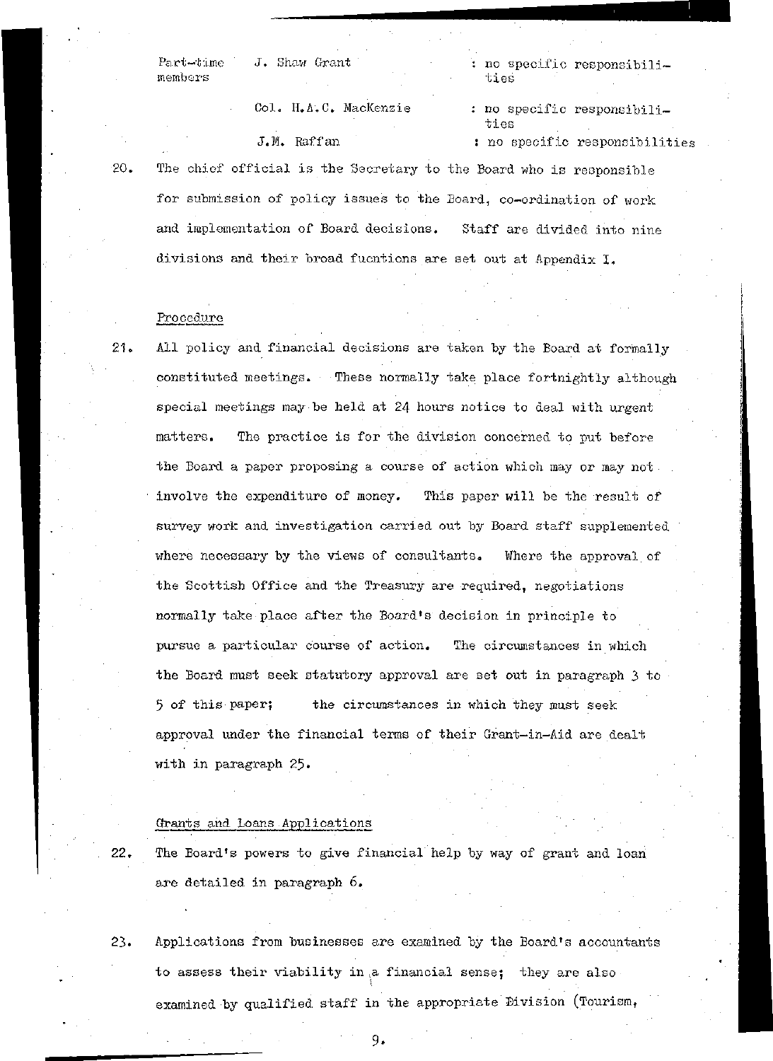| | | |
|---|---|---|
| Part-time members | J. Shaw Grant | : no specific responsibilities |
| | Col. H.A.C. MacKenzie | : no specific responsibilities |
| | J.M. Raffan | : no specific responsibilities |

20. The chief official is the Secretary to the Board who is responsible for submission of policy issues to the Board, co-ordination of work and implementation of Board decisions. Staff are divided into nine divisions and their broad fucntions are set out at Appendix I.

Procedure

21. All policy and financial decisions are taken by the Board at formally constituted meetings. These normally take place fortnightly although special meetings may be held at 24 hours notice to deal with urgent matters. The practice is for the division concerned to put before the Board a paper proposing a course of action which may or may not involve the expenditure of money. This paper will be the result of survey work and investigation carried out by Board staff supplemented where necessary by the views of consultants. Where the approval of the Scottish Office and the Treasury are required, negotiations normally take place after the Board's decision in principle to pursue a particular course of action. The circumstances in which the Board must seek statutory approval are set out in paragraph 3 to 5 of this paper; the circumstances in which they must seek approval under the financial terms of their Grant-in-Aid are dealt with in paragraph 25.

Grants and Loans Applications

22. The Board's powers to give financial help by way of grant and loan are detailed in paragraph 6.

23. Applications from businesses are examined by the Board's accountants to assess their viability in a financial sense; they are also examined by qualified staff in the appropriate Division (Tourism,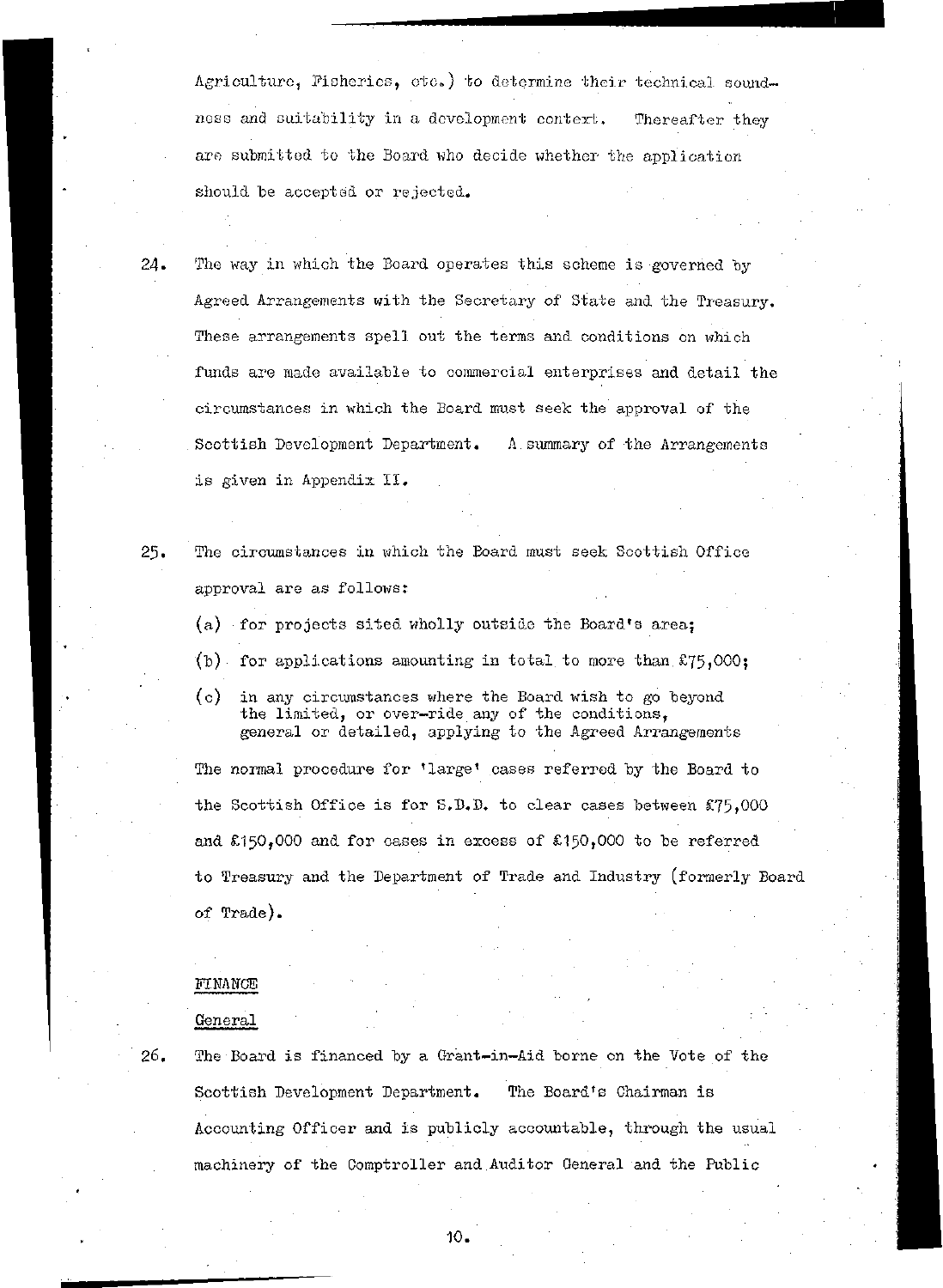Agriculture, Fisheries, etc.) to determine their technical soundness and suitability in a development context. Thereafter they are submitted to the Board who decide whether the application should be accepted or rejected.

24. The way in which the Board operates this scheme is governed by Agreed Arrangements with the Secretary of State and the Treasury. These arrangements spell out the terms and conditions on which funds are made available to commercial enterprises and detail the circumstances in which the Board must seek the approval of the Scottish Development Department. A summary of the Arrangements is given in Appendix II.

25. The circumstances in which the Board must seek Scottish Office approval are as follows:

(a) for projects sited wholly outside the Board's area;

(b) for applications amounting in total to more than £75,000;

(c) in any circumstances where the Board wish to go beyond the limited, or over-ride any of the conditions, general or detailed, applying to the Agreed Arrangements

The normal procedure for 'large' cases referred by the Board to the Scottish Office is for S.D.D. to clear cases between £75,000 and £150,000 and for cases in excess of £150,000 to be referred to Treasury and the Department of Trade and Industry (formerly Board of Trade).

## FINANCE

### General

26. The Board is financed by a Grant-in-Aid borne on the Vote of the Scottish Development Department. The Board's Chairman is Accounting Officer and is publicly accountable, through the usual machinery of the Comptroller and Auditor General and the Public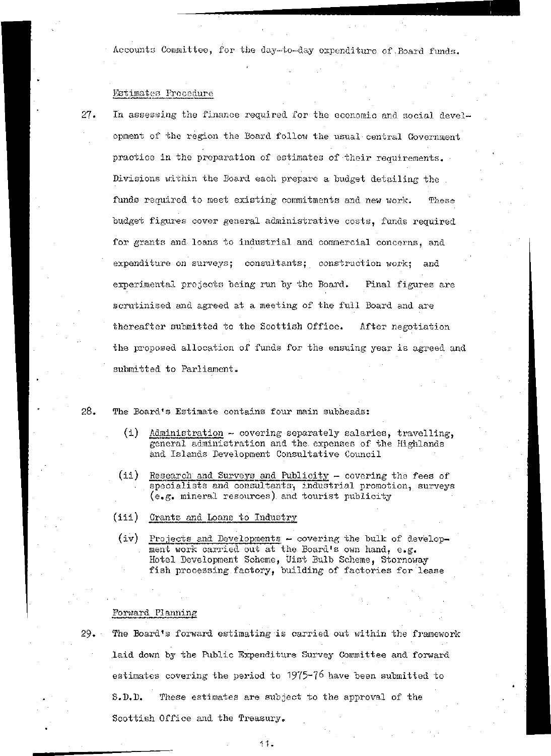Accounts Committee, for the day-to-day expenditure of Board funds.

Estimates Procedure

27. In assessing the finance required for the economic and social development of the region the Board follow the usual central Government practice in the preparation of estimates of their requirements. Divisions within the Board each prepare a budget detailing the funds required to meet existing commitments and new work. These budget figures cover general administrative costs, funds required for grants and loans to industrial and commercial concerns, and expenditure on surveys; consultants; construction work; and experimental projects being run by the Board. Final figures are scrutinised and agreed at a meeting of the full Board and are thereafter submitted to the Scottish Office. After negotiation the proposed allocation of funds for the ensuing year is agreed and submitted to Parliament.

28. The Board's Estimate contains four main subheads:

   (i) Administration - covering separately salaries, travelling, general administration and the expenses of the Highlands and Islands Development Consultative Council

   (ii) Research and Surveys and Publicity - covering the fees of specialists and consultants, industrial promotion, surveys (e.g. mineral resources) and tourist publicity

   (iii) Grants and Loans to Industry

   (iv) Projects and Developments - covering the bulk of development work carried out at the Board's own hand, e.g. Hotel Development Scheme, Uist Bulb Scheme, Stornoway fish processing factory, building of factories for lease

Forward Planning

29. The Board's forward estimating is carried out within the framework laid down by the Public Expenditure Survey Committee and forward estimates covering the period to 1975-76 have been submitted to S.D.D. These estimates are subject to the approval of the Scottish Office and the Treasury.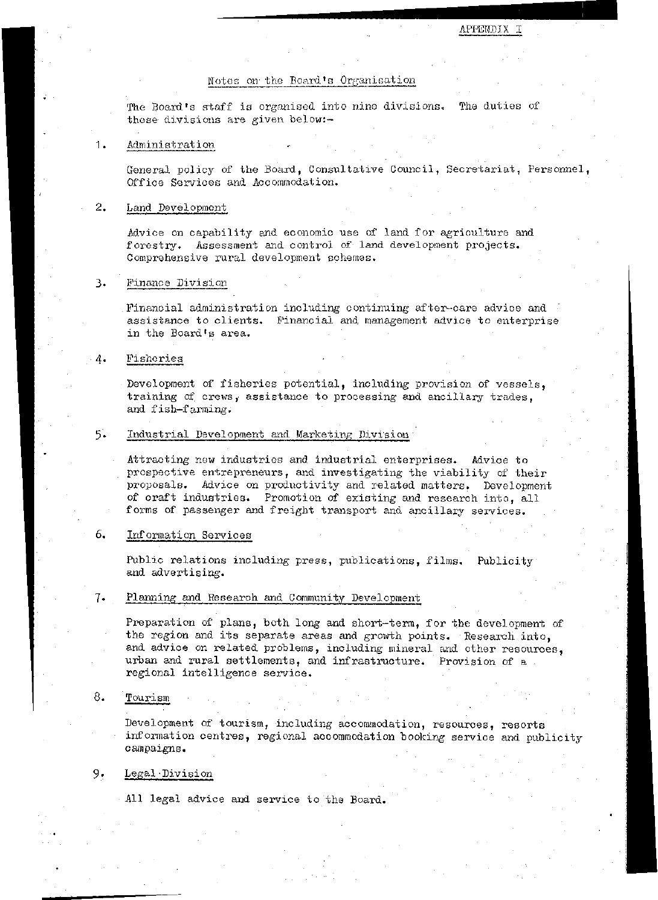APPENDIX I

## Notes on the Board's Organisation

The Board's staff is organised into nine divisions. The duties of these divisions are given below:-

1. Administration

   General policy of the Board, Consultative Council, Secretariat, Personnel, Office Services and Accommodation.

2. Land Development

   Advice on capability and economic use of land for agriculture and forestry. Assessment and control of land development projects. Comprehensive rural development schemes.

3. Finance Division

   Financial administration including continuing after-care advice and assistance to clients. Financial and management advice to enterprise in the Board's area.

4. Fisheries

   Development of fisheries potential, including provision of vessels, training of crews, assistance to processing and ancillary trades, and fish-farming.

5. Industrial Development and Marketing Division

   Attracting new industries and industrial enterprises. Advice to prospective entrepreneurs, and investigating the viability of their proposals. Advice on productivity and related matters. Development of craft industries. Promotion of existing and research into, all forms of passenger and freight transport and ancillary services.

6. Information Services

   Public relations including press, publications, films. Publicity and advertising.

7. Planning and Research and Community Development

   Preparation of plans, both long and short-term, for the development of the region and its separate areas and growth points. Research into, and advice on related problems, including mineral and other resources, urban and rural settlements, and infrastructure. Provision of a regional intelligence service.

8. Tourism

   Development of tourism, including accommodation, resources, resorts information centres, regional accommodation booking service and publicity campaigns.

9. Legal Division

   All legal advice and service to the Board.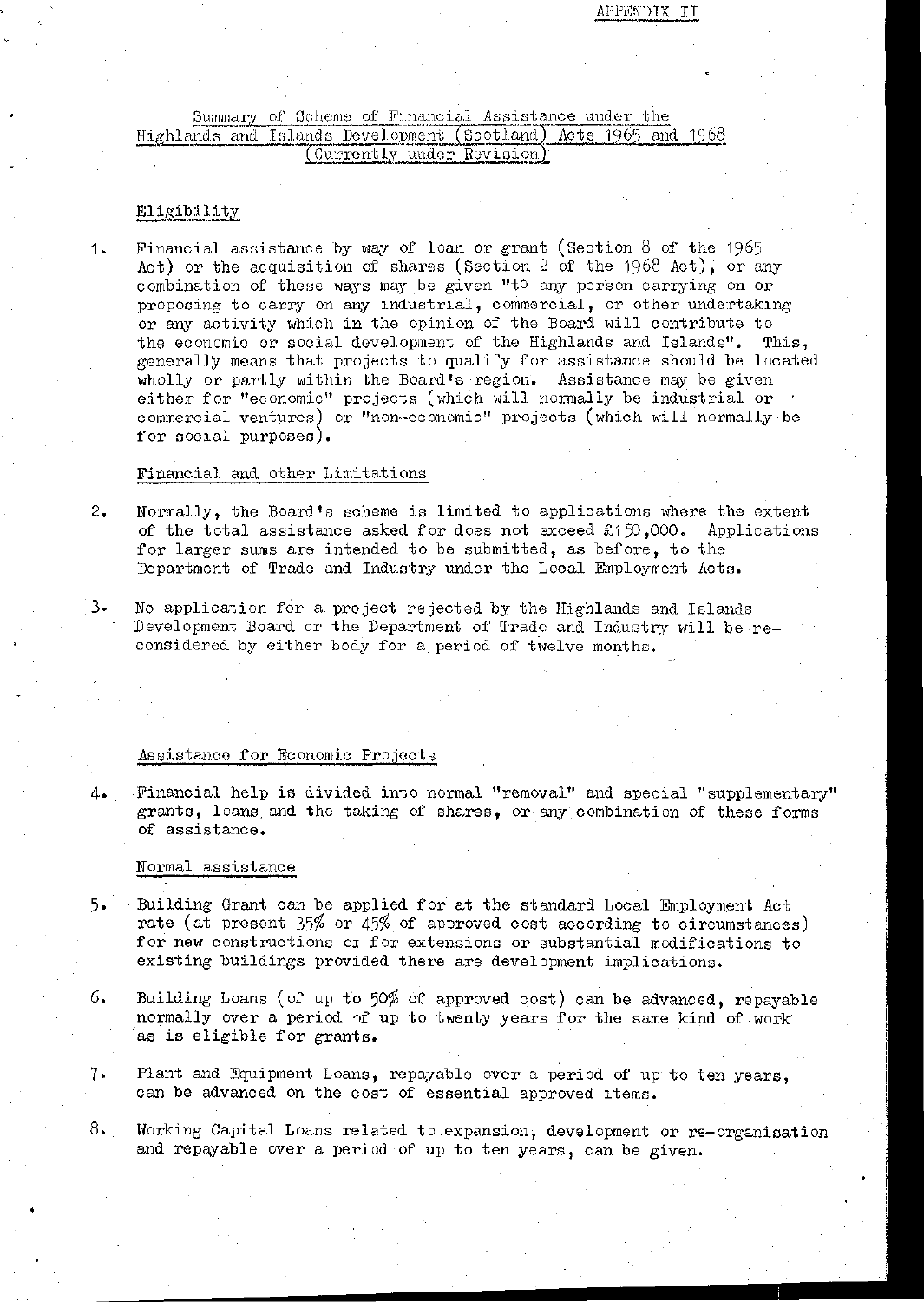APPENDIX II

## Summary of Scheme of Financial Assistance under the Highlands and Islands Development (Scotland) Acts 1965 and 1968 (Currently under Revision)

### Eligibility

1. Financial assistance by way of loan or grant (Section 8 of the 1965 Act) or the acquisition of shares (Section 2 of the 1968 Act), or any combination of these ways may be given "to any person carrying on or proposing to carry on any industrial, commercial, or other undertaking or any activity which in the opinion of the Board will contribute to the economic or social development of the Highlands and Islands". This, generally means that projects to qualify for assistance should be located wholly or partly within the Board's region. Assistance may be given either for "economic" projects (which will normally be industrial or commercial ventures) or "non-economic" projects (which will normally be for social purposes).

### Financial and other Limitations

2. Normally, the Board's scheme is limited to applications where the extent of the total assistance asked for does not exceed £150,000. Applications for larger sums are intended to be submitted, as before, to the Department of Trade and Industry under the Local Employment Acts.

3. No application for a project rejected by the Highlands and Islands Development Board or the Department of Trade and Industry will be re-considered by either body for a period of twelve months.

### Assistance for Economic Projects

4. Financial help is divided into normal "removal" and special "supplementary" grants, loans and the taking of shares, or any combination of these forms of assistance.

### Normal assistance

5. Building Grant can be applied for at the standard Local Employment Act rate (at present 35% or 45% of approved cost according to circumstances) for new constructions or for extensions or substantial modifications to existing buildings provided there are development implications.

6. Building Loans (of up to 50% of approved cost) can be advanced, repayable normally over a period of up to twenty years for the same kind of work as is eligible for grants.

7. Plant and Equipment Loans, repayable over a period of up to ten years, can be advanced on the cost of essential approved items.

8. Working Capital Loans related to expansion, development or re-organisation and repayable over a period of up to ten years, can be given.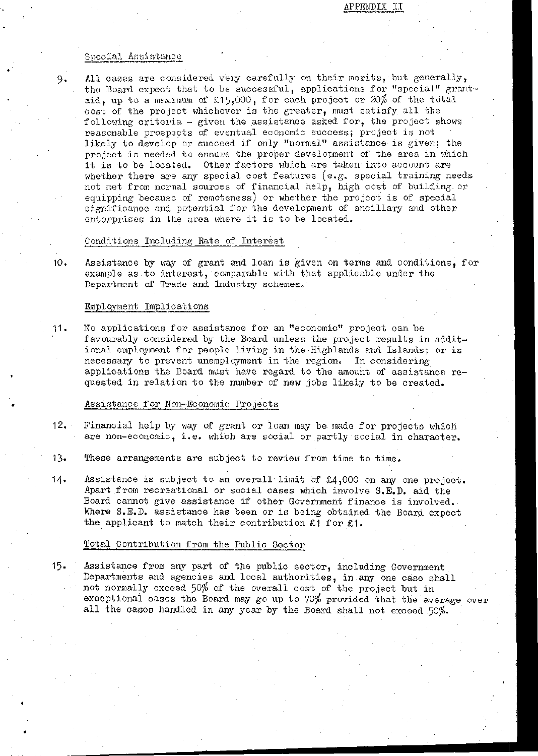APPENDIX II

Special Assistance

9. All cases are considered very carefully on their merits, but generally, the Board expect that to be successful, applications for "special" grant-aid, up to a maximum of £15,000, for each project or 20% of the total cost of the project whichever is the greater, must satisfy all the following criteria - given the assistance asked for, the project shows reasonable prospects of eventual economic success; project is not likely to develop or succeed if only "normal" assistance is given; the project is needed to ensure the proper development of the area in which it is to be located. Other factors which are taken into account are whether there are any special cost features (e.g. special training needs not met from normal sources of financial help, high cost of building or equipping because of remoteness) or whether the project is of special significance and potential for the development of ancillary and other enterprises in the area where it is to be located.

Conditions Including Rate of Interest

10. Assistance by way of grant and loan is given on terms and conditions, for example as to interest, comparable with that applicable under the Department of Trade and Industry schemes.

Employment Implications

11. No applications for assistance for an "economic" project can be favourably considered by the Board unless the project results in additional employment for people living in the Highlands and Islands; or is necessary to prevent unemployment in the region. In considering applications the Board must have regard to the amount of assistance requested in relation to the number of new jobs likely to be created.

Assistance for Non-Economic Projects

12. Financial help by way of grant or loan may be made for projects which are non-economic, i.e. which are social or partly social in character.

13. These arrangements are subject to review from time to time.

14. Assistance is subject to an overall limit of £4,000 on any one project. Apart from recreational or social cases which involve S.E.D. aid the Board cannot give assistance if other Government finance is involved. Where S.E.D. assistance has been or is being obtained the Board expect the applicant to match their contribution £1 for £1.

Total Contribution from the Public Sector

15. Assistance from any part of the public sector, including Government Departments and agencies and local authorities, in any one case shall not normally exceed 50% of the overall cost of the project but in exceptional cases the Board may go up to 70% provided that the average over all the cases handled in any year by the Board shall not exceed 50%.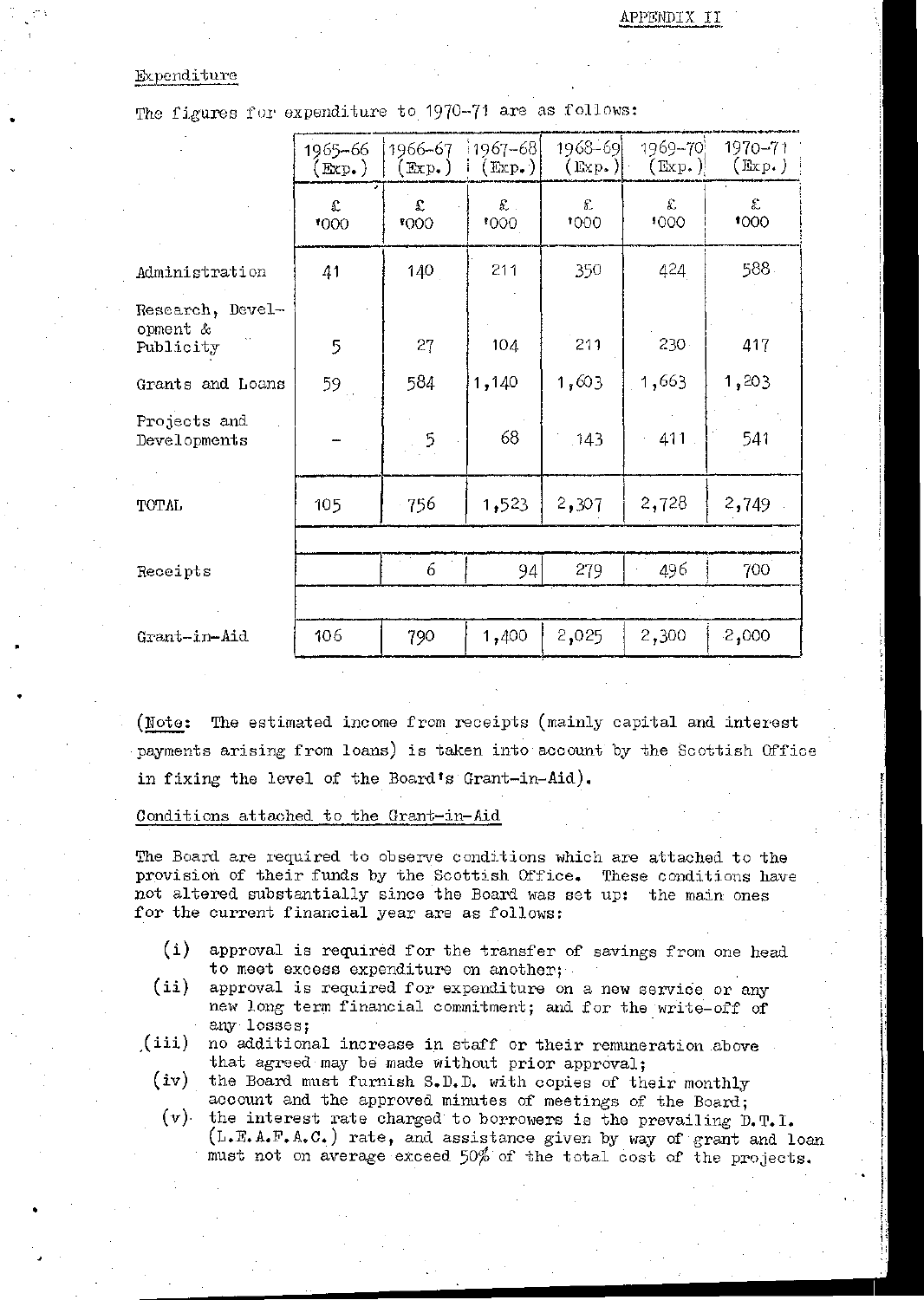APPENDIX II

Expenditure

The figures for expenditure to 1970-71 are as follows:

| | 1965-66 (Exp.) | 1966-67 (Exp.) | 1967-68 (Exp.) | 1968-69 (Exp.) | 1969-70 (Exp.) | 1970-71 (Exp.) |
|---|---|---|---|---|---|---|
| | £ '000 | £ '000 | £ '000 | £ '000 | £ '000 | £ '000 |
| Administration | 41 | 140 | 211 | 350 | 424 | 588 |
| Research, Development & Publicity | 5 | 27 | 104 | 211 | 230 | 417 |
| Grants and Loans | 59 | 584 | 1,140 | 1,603 | 1,663 | 1,203 |
| Projects and Developments | – | 5 | 68 | 143 | 411 | 541 |
| TOTAL | 105 | 756 | 1,523 | 2,307 | 2,728 | 2,749 |
| Receipts | | 6 | 94 | 279 | 496 | 700 |
| Grant-in-Aid | 106 | 790 | 1,400 | 2,025 | 2,300 | 2,000 |

(Note: The estimated income from receipts (mainly capital and interest payments arising from loans) is taken into account by the Scottish Office in fixing the level of the Board's Grant-in-Aid).

Conditions attached to the Grant-in-Aid

The Board are required to observe conditions which are attached to the provision of their funds by the Scottish Office. These conditions have not altered substantially since the Board was set up: the main ones for the current financial year are as follows:

(i) approval is required for the transfer of savings from one head to meet excess expenditure on another;

(ii) approval is required for expenditure on a new service or any new long term financial commitment; and for the write-off of any losses;

(iii) no additional increase in staff or their remuneration above that agreed may be made without prior approval;

(iv) the Board must furnish S.D.D. with copies of their monthly account and the approved minutes of meetings of the Board;

(v) the interest rate charged to borrowers is the prevailing D.T.I. (L.E.A.F.A.C.) rate, and assistance given by way of grant and loan must not on average exceed 50% of the total cost of the projects.